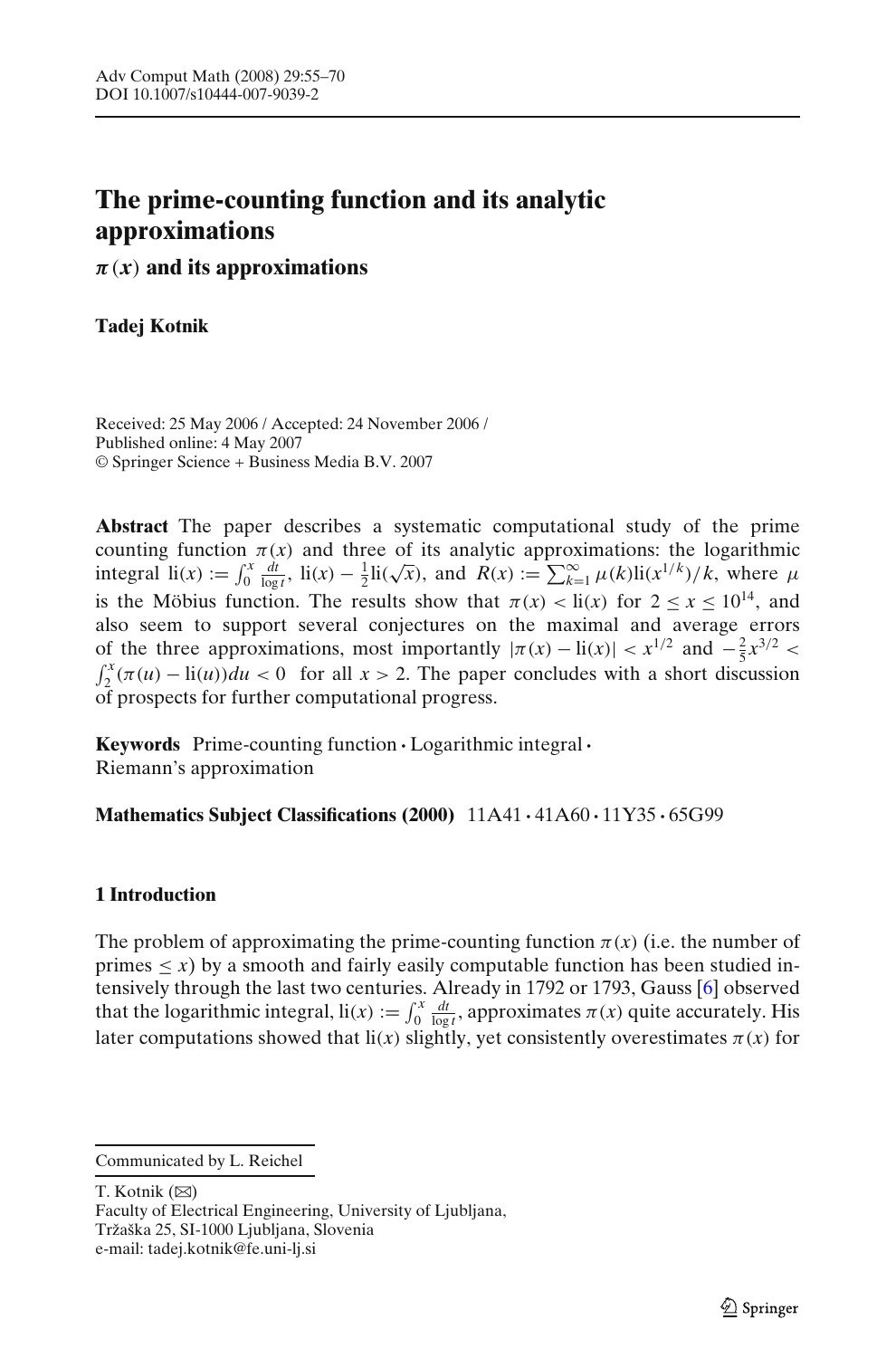# The prime-counting function and its analytic approximations

## $\pi(x)$ and its approximations

**Tadej Kotnik**

Received: 25 May 2006 / Accepted: 24 November 2006 /
Published online: 4 May 2007
© Springer Science + Business Media B.V. 2007

**Abstract** The paper describes a systematic computational study of the prime counting function $\pi(x)$ and three of its analytic approximations: the logarithmic integral $\mathrm{li}(x) := \int_0^x \frac{dt}{\log t}$, $\mathrm{li}(x) - \frac{1}{2}\mathrm{li}(\sqrt{x})$, and $R(x) := \sum_{k=1}^{\infty} \mu(k)\mathrm{li}(x^{1/k})/k$, where $\mu$ is the Möbius function. The results show that $\pi(x) < \mathrm{li}(x)$ for $2 \leq x \leq 10^{14}$, and also seem to support several conjectures on the maximal and average errors of the three approximations, most importantly $|\pi(x) - \mathrm{li}(x)| < x^{1/2}$ and $-\frac{2}{5}x^{3/2} < \int_2^x (\pi(u) - \mathrm{li}(u))du < 0$ for all $x > 2$. The paper concludes with a short discussion of prospects for further computational progress.

**Keywords** Prime-counting function · Logarithmic integral · Riemann's approximation

**Mathematics Subject Classifications (2000)** 11A41 · 41A60 · 11Y35 · 65G99

### 1 Introduction

The problem of approximating the prime-counting function $\pi(x)$ (i.e. the number of primes $\leq x$) by a smooth and fairly easily computable function has been studied intensively through the last two centuries. Already in 1792 or 1793, Gauss [6] observed that the logarithmic integral, $\mathrm{li}(x) := \int_0^x \frac{dt}{\log t}$, approximates $\pi(x)$ quite accurately. His later computations showed that $\mathrm{li}(x)$ slightly, yet consistently overestimates $\pi(x)$ for

---

Communicated by L. Reichel

T. Kotnik (✉)
Faculty of Electrical Engineering, University of Ljubljana,
Tržaška 25, SI-1000 Ljubljana, Slovenia
e-mail: tadej.kotnik@fe.uni-lj.si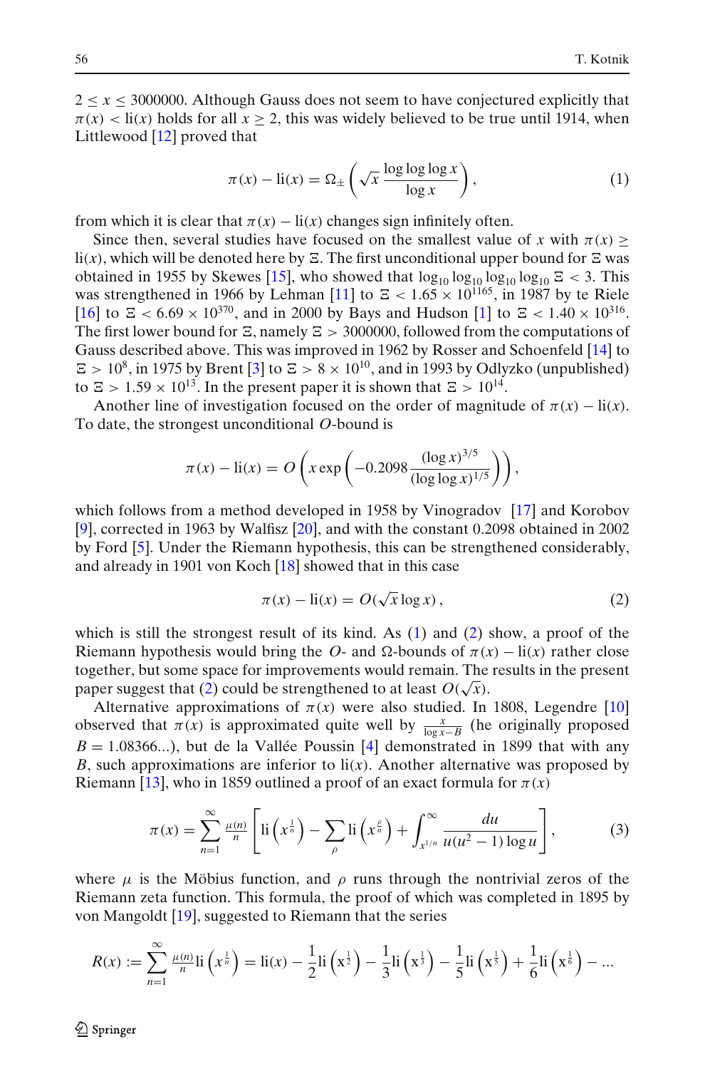$2 \leq x \leq 3000000$. Although Gauss does not seem to have conjectured explicitly that $\pi(x) < \mathrm{li}(x)$ holds for all $x \geq 2$, this was widely believed to be true until 1914, when Littlewood [12] proved that

$$\pi(x) - \mathrm{li}(x) = \Omega_{\pm}\left(\sqrt{x}\,\frac{\log\log\log x}{\log x}\right), \tag{1}$$

from which it is clear that $\pi(x) - \mathrm{li}(x)$ changes sign infinitely often.

Since then, several studies have focused on the smallest value of $x$ with $\pi(x) \geq \mathrm{li}(x)$, which will be denoted here by $\Xi$. The first unconditional upper bound for $\Xi$ was obtained in 1955 by Skewes [15], who showed that $\log_{10}\log_{10}\log_{10}\log_{10}\Xi < 3$. This was strengthened in 1966 by Lehman [11] to $\Xi < 1.65 \times 10^{1165}$, in 1987 by te Riele [16] to $\Xi < 6.69 \times 10^{370}$, and in 2000 by Bays and Hudson [1] to $\Xi < 1.40 \times 10^{316}$. The first lower bound for $\Xi$, namely $\Xi > 3000000$, followed from the computations of Gauss described above. This was improved in 1962 by Rosser and Schoenfeld [14] to $\Xi > 10^8$, in 1975 by Brent [3] to $\Xi > 8 \times 10^{10}$, and in 1993 by Odlyzko (unpublished) to $\Xi > 1.59 \times 10^{13}$. In the present paper it is shown that $\Xi > 10^{14}$.

Another line of investigation focused on the order of magnitude of $\pi(x) - \mathrm{li}(x)$. To date, the strongest unconditional $O$-bound is

$$\pi(x) - \mathrm{li}(x) = O\left(x\exp\left(-0.2098\frac{(\log x)^{3/5}}{(\log\log x)^{1/5}}\right)\right),$$

which follows from a method developed in 1958 by Vinogradov [17] and Korobov [9], corrected in 1963 by Walfisz [20], and with the constant 0.2098 obtained in 2002 by Ford [5]. Under the Riemann hypothesis, this can be strengthened considerably, and already in 1901 von Koch [18] showed that in this case

$$\pi(x) - \mathrm{li}(x) = O(\sqrt{x}\log x), \tag{2}$$

which is still the strongest result of its kind. As (1) and (2) show, a proof of the Riemann hypothesis would bring the $O$- and $\Omega$-bounds of $\pi(x) - \mathrm{li}(x)$ rather close together, but some space for improvements would remain. The results in the present paper suggest that (2) could be strengthened to at least $O(\sqrt{x})$.

Alternative approximations of $\pi(x)$ were also studied. In 1808, Legendre [10] observed that $\pi(x)$ is approximated quite well by $\frac{x}{\log x - B}$ (he originally proposed $B = 1.08366...$), but de la Vallée Poussin [4] demonstrated in 1899 that with any $B$, such approximations are inferior to $\mathrm{li}(x)$. Another alternative was proposed by Riemann [13], who in 1859 outlined a proof of an exact formula for $\pi(x)$

$$\pi(x) = \sum_{n=1}^{\infty}\frac{\mu(n)}{n}\left[\mathrm{li}\left(x^{\frac{1}{n}}\right) - \sum_{\rho}\mathrm{li}\left(x^{\frac{\rho}{n}}\right) + \int_{x^{1/n}}^{\infty}\frac{du}{u(u^2-1)\log u}\right], \tag{3}$$

where $\mu$ is the Möbius function, and $\rho$ runs through the nontrivial zeros of the Riemann zeta function. This formula, the proof of which was completed in 1895 by von Mangoldt [19], suggested to Riemann that the series

$$R(x) := \sum_{n=1}^{\infty}\frac{\mu(n)}{n}\mathrm{li}\left(x^{\frac{1}{n}}\right) = \mathrm{li}(x) - \frac{1}{2}\mathrm{li}\left(x^{\frac{1}{2}}\right) - \frac{1}{3}\mathrm{li}\left(x^{\frac{1}{3}}\right) - \frac{1}{5}\mathrm{li}\left(x^{\frac{1}{5}}\right) + \frac{1}{6}\mathrm{li}\left(x^{\frac{1}{6}}\right) - ...$$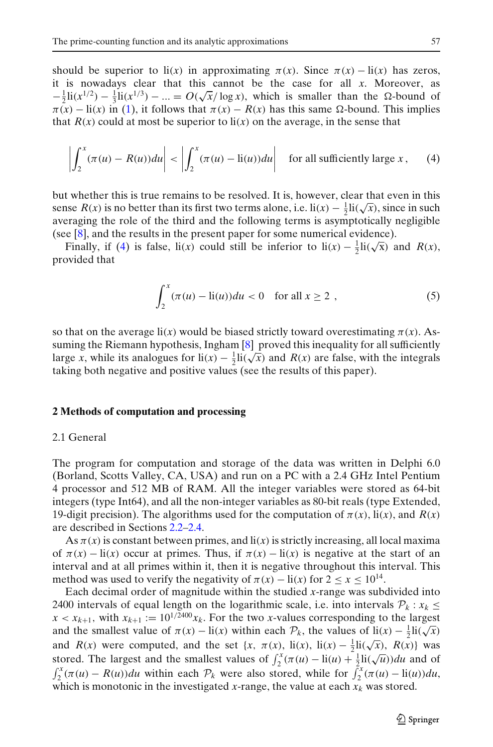should be superior to $\mathrm{li}(x)$ in approximating $\pi(x)$. Since $\pi(x) - \mathrm{li}(x)$ has zeros, it is nowadays clear that this cannot be the case for all $x$. Moreover, as $-\frac{1}{2}\mathrm{li}(x^{1/2}) - \frac{1}{3}\mathrm{li}(x^{1/3}) - ... = O(\sqrt{x}/\log x)$, which is smaller than the $\Omega$-bound of $\pi(x) - \mathrm{li}(x)$ in (1), it follows that $\pi(x) - R(x)$ has this same $\Omega$-bound. This implies that $R(x)$ could at most be superior to $\mathrm{li}(x)$ on the average, in the sense that

$$\left| \int_2^x (\pi(u) - R(u))du \right| < \left| \int_2^x (\pi(u) - \mathrm{li}(u))du \right| \quad \text{for all sufficiently large } x\,, \tag{4}$$

but whether this is true remains to be resolved. It is, however, clear that even in this sense $R(x)$ is no better than its first two terms alone, i.e. $\mathrm{li}(x) - \frac{1}{2}\mathrm{li}(\sqrt{x})$, since in such averaging the role of the third and the following terms is asymptotically negligible (see [8], and the results in the present paper for some numerical evidence).

Finally, if (4) is false, $\mathrm{li}(x)$ could still be inferior to $\mathrm{li}(x) - \frac{1}{2}\mathrm{li}(\sqrt{x})$ and $R(x)$, provided that

$$\int_2^x (\pi(u) - \mathrm{li}(u))du < 0 \quad \text{for all } x \geq 2\ , \tag{5}$$

so that on the average $\mathrm{li}(x)$ would be biased strictly toward overestimating $\pi(x)$. Assuming the Riemann hypothesis, Ingham [8] proved this inequality for all sufficiently large $x$, while its analogues for $\mathrm{li}(x) - \frac{1}{2}\mathrm{li}(\sqrt{x})$ and $R(x)$ are false, with the integrals taking both negative and positive values (see the results of this paper).

## 2 Methods of computation and processing

### 2.1 General

The program for computation and storage of the data was written in Delphi 6.0 (Borland, Scotts Valley, CA, USA) and run on a PC with a 2.4 GHz Intel Pentium 4 processor and 512 MB of RAM. All the integer variables were stored as 64-bit integers (type Int64), and all the non-integer variables as 80-bit reals (type Extended, 19-digit precision). The algorithms used for the computation of $\pi(x)$, $\mathrm{li}(x)$, and $R(x)$ are described in Sections 2.2–2.4.

As $\pi(x)$ is constant between primes, and $\mathrm{li}(x)$ is strictly increasing, all local maxima of $\pi(x) - \mathrm{li}(x)$ occur at primes. Thus, if $\pi(x) - \mathrm{li}(x)$ is negative at the start of an interval and at all primes within it, then it is negative throughout this interval. This method was used to verify the negativity of $\pi(x) - \mathrm{li}(x)$ for $2 \leq x \leq 10^{14}$.

Each decimal order of magnitude within the studied $x$-range was subdivided into 2400 intervals of equal length on the logarithmic scale, i.e. into intervals $\mathcal{P}_k : x_k \leq x < x_{k+1}$, with $x_{k+1} := 10^{1/2400} x_k$. For the two $x$-values corresponding to the largest and the smallest value of $\pi(x) - \mathrm{li}(x)$ within each $\mathcal{P}_k$, the values of $\mathrm{li}(x) - \frac{1}{2}\mathrm{li}(\sqrt{x})$ and $R(x)$ were computed, and the set $\{x,\ \pi(x),\ \mathrm{li}(x),\ \mathrm{li}(x) - \frac{1}{2}\mathrm{li}(\sqrt{x}),\ R(x)\}$ was stored. The largest and the smallest values of $\int_2^x (\pi(u) - \mathrm{li}(u) + \frac{1}{2}\mathrm{li}(\sqrt{u}))du$ and of $\int_2^x (\pi(u) - R(u))du$ within each $\mathcal{P}_k$ were also stored, while for $\int_2^x (\pi(u) - \mathrm{li}(u))du$, which is monotonic in the investigated $x$-range, the value at each $x_k$ was stored.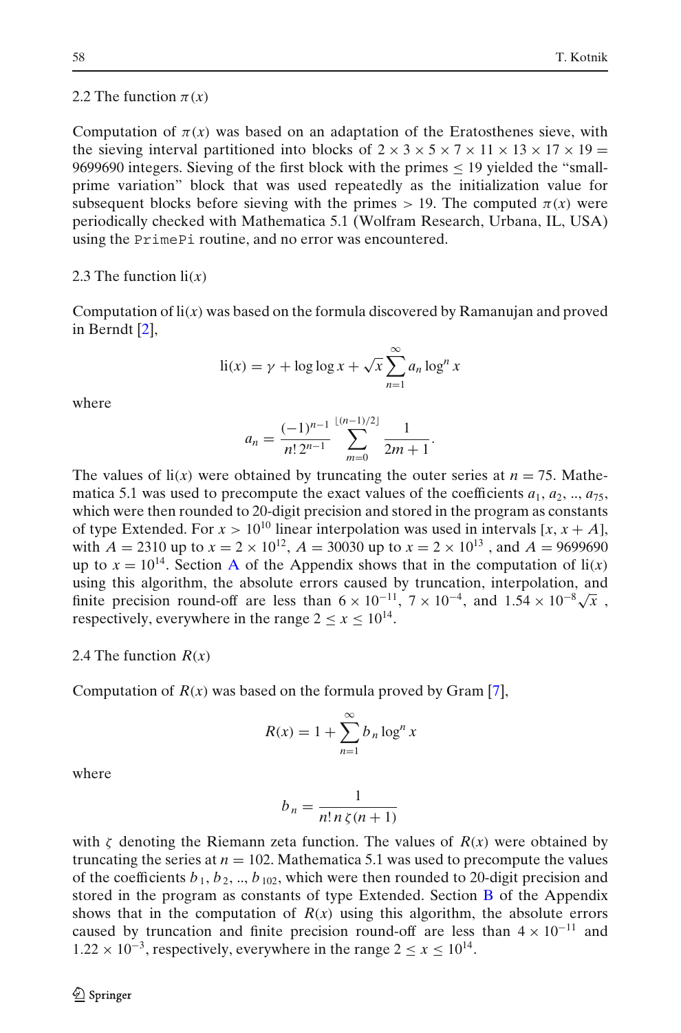### 2.2 The function $\pi(x)$

Computation of $\pi(x)$ was based on an adaptation of the Eratosthenes sieve, with the sieving interval partitioned into blocks of $2 \times 3 \times 5 \times 7 \times 11 \times 13 \times 17 \times 19 = 9699690$ integers. Sieving of the first block with the primes $\leq 19$ yielded the "small-prime variation" block that was used repeatedly as the initialization value for subsequent blocks before sieving with the primes $> 19$. The computed $\pi(x)$ were periodically checked with Mathematica 5.1 (Wolfram Research, Urbana, IL, USA) using the `PrimePi` routine, and no error was encountered.

### 2.3 The function $\mathrm{li}(x)$

Computation of $\mathrm{li}(x)$ was based on the formula discovered by Ramanujan and proved in Berndt [2],

$$\mathrm{li}(x) = \gamma + \log\log x + \sqrt{x} \sum_{n=1}^{\infty} a_n \log^n x$$

where

$$a_n = \frac{(-1)^{n-1}}{n!\, 2^{n-1}} \sum_{m=0}^{\lfloor (n-1)/2 \rfloor} \frac{1}{2m+1}.$$

The values of $\mathrm{li}(x)$ were obtained by truncating the outer series at $n = 75$. Mathematica 5.1 was used to precompute the exact values of the coefficients $a_1, a_2, .., a_{75}$, which were then rounded to 20-digit precision and stored in the program as constants of type Extended. For $x > 10^{10}$ linear interpolation was used in intervals $[x, x + A]$, with $A = 2310$ up to $x = 2 \times 10^{12}$, $A = 30030$ up to $x = 2 \times 10^{13}$ , and $A = 9699690$ up to $x = 10^{14}$. Section A of the Appendix shows that in the computation of $\mathrm{li}(x)$ using this algorithm, the absolute errors caused by truncation, interpolation, and finite precision round-off are less than $6 \times 10^{-11}$, $7 \times 10^{-4}$, and $1.54 \times 10^{-8}\sqrt{x}$ , respectively, everywhere in the range $2 \leq x \leq 10^{14}$.

### 2.4 The function $R(x)$

Computation of $R(x)$ was based on the formula proved by Gram [7],

$$R(x) = 1 + \sum_{n=1}^{\infty} b_n \log^n x$$

where

$$b_n = \frac{1}{n!\, n\, \zeta(n+1)}$$

with $\zeta$ denoting the Riemann zeta function. The values of $R(x)$ were obtained by truncating the series at $n = 102$. Mathematica 5.1 was used to precompute the values of the coefficients $b_1, b_2, .., b_{102}$, which were then rounded to 20-digit precision and stored in the program as constants of type Extended. Section B of the Appendix shows that in the computation of $R(x)$ using this algorithm, the absolute errors caused by truncation and finite precision round-off are less than $4 \times 10^{-11}$ and $1.22 \times 10^{-3}$, respectively, everywhere in the range $2 \leq x \leq 10^{14}$.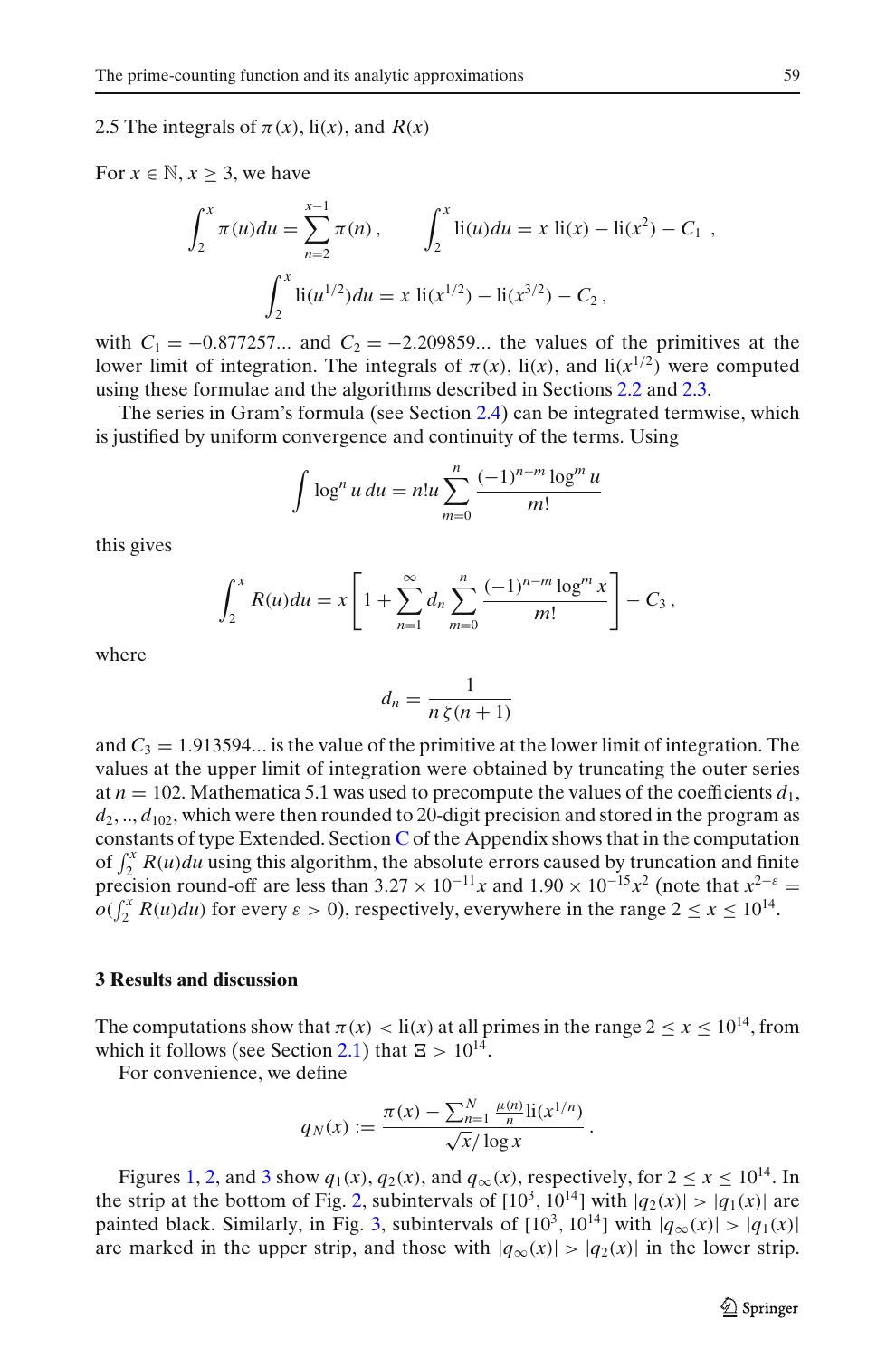2.5 The integrals of $\pi(x)$, $\mathrm{li}(x)$, and $R(x)$

For $x \in \mathbb{N}$, $x \geq 3$, we have

$$\int_2^x \pi(u)du = \sum_{n=2}^{x-1} \pi(n)\,, \qquad \int_2^x \mathrm{li}(u)du = x\ \mathrm{li}(x) - \mathrm{li}(x^2) - C_1\ ,$$

$$\int_2^x \mathrm{li}(u^{1/2})du = x\ \mathrm{li}(x^{1/2}) - \mathrm{li}(x^{3/2}) - C_2\,,$$

with $C_1 = -0.877257...$ and $C_2 = -2.209859...$ the values of the primitives at the lower limit of integration. The integrals of $\pi(x)$, $\mathrm{li}(x)$, and $\mathrm{li}(x^{1/2})$ were computed using these formulae and the algorithms described in Sections 2.2 and 2.3.

The series in Gram's formula (see Section 2.4) can be integrated termwise, which is justified by uniform convergence and continuity of the terms. Using

$$\int \log^n u\, du = n! u \sum_{m=0}^{n} \frac{(-1)^{n-m} \log^m u}{m!}$$

this gives

$$\int_2^x R(u)du = x \left[ 1 + \sum_{n=1}^{\infty} d_n \sum_{m=0}^{n} \frac{(-1)^{n-m} \log^m x}{m!} \right] - C_3\,,$$

where

$$d_n = \frac{1}{n\,\zeta(n+1)}$$

and $C_3 = 1.913594...$ is the value of the primitive at the lower limit of integration. The values at the upper limit of integration were obtained by truncating the outer series at $n = 102$. Mathematica 5.1 was used to precompute the values of the coefficients $d_1$, $d_2, .., d_{102}$, which were then rounded to 20-digit precision and stored in the program as constants of type Extended. Section C of the Appendix shows that in the computation of $\int_2^x R(u)du$ using this algorithm, the absolute errors caused by truncation and finite precision round-off are less than $3.27 \times 10^{-11}x$ and $1.90 \times 10^{-15}x^2$ (note that $x^{2-\varepsilon} = o(\int_2^x R(u)du)$ for every $\varepsilon > 0$), respectively, everywhere in the range $2 \leq x \leq 10^{14}$.

## 3 Results and discussion

The computations show that $\pi(x) < \mathrm{li}(x)$ at all primes in the range $2 \leq x \leq 10^{14}$, from which it follows (see Section 2.1) that $\Xi > 10^{14}$.

For convenience, we define

$$q_N(x) := \frac{\pi(x) - \sum_{n=1}^{N} \frac{\mu(n)}{n} \mathrm{li}(x^{1/n})}{\sqrt{x}/\log x}\,.$$

Figures 1, 2, and 3 show $q_1(x)$, $q_2(x)$, and $q_\infty(x)$, respectively, for $2 \leq x \leq 10^{14}$. In the strip at the bottom of Fig. 2, subintervals of $[10^3, 10^{14}]$ with $|q_2(x)| > |q_1(x)|$ are painted black. Similarly, in Fig. 3, subintervals of $[10^3, 10^{14}]$ with $|q_\infty(x)| > |q_1(x)|$ are marked in the upper strip, and those with $|q_\infty(x)| > |q_2(x)|$ in the lower strip.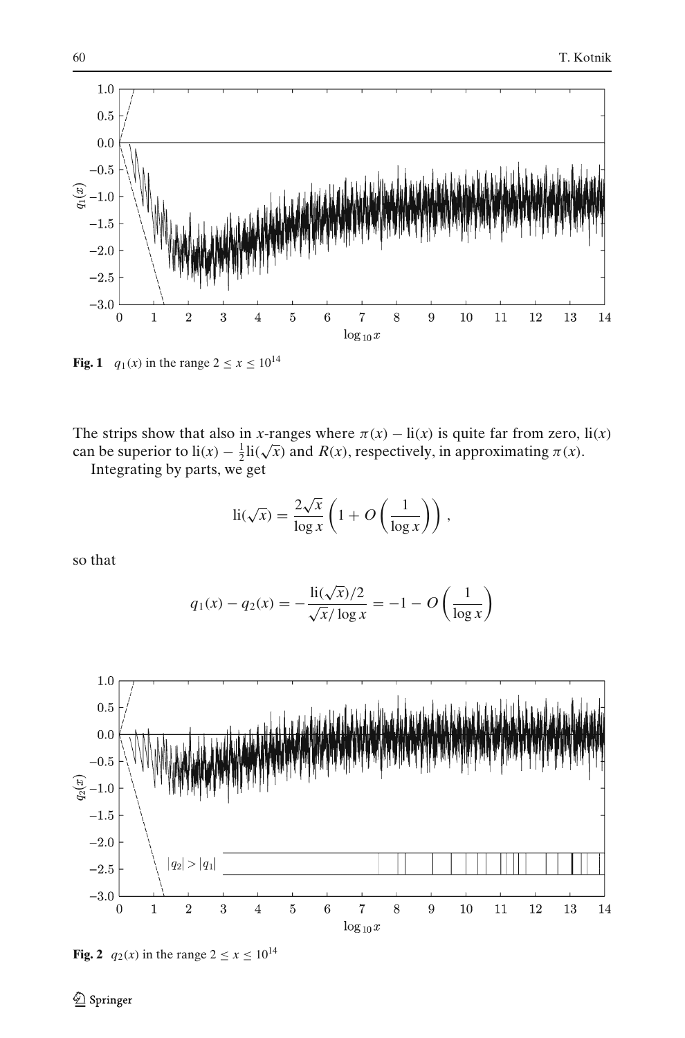Fig. 1 $q_1(x)$ in the range $2 \le x \le 10^{14}$

The strips show that also in $x$-ranges where $\pi(x) - \mathrm{li}(x)$ is quite far from zero, $\mathrm{li}(x)$ can be superior to $\mathrm{li}(x) - \frac{1}{2}\mathrm{li}(\sqrt{x})$ and $R(x)$, respectively, in approximating $\pi(x)$.

Integrating by parts, we get

$$\mathrm{li}(\sqrt{x}) = \frac{2\sqrt{x}}{\log x}\left(1 + O\left(\frac{1}{\log x}\right)\right),$$

so that

$$q_1(x) - q_2(x) = -\frac{\mathrm{li}(\sqrt{x})/2}{\sqrt{x}/\log x} = -1 - O\left(\frac{1}{\log x}\right)$$

Fig. 2 $q_2(x)$ in the range $2 \le x \le 10^{14}$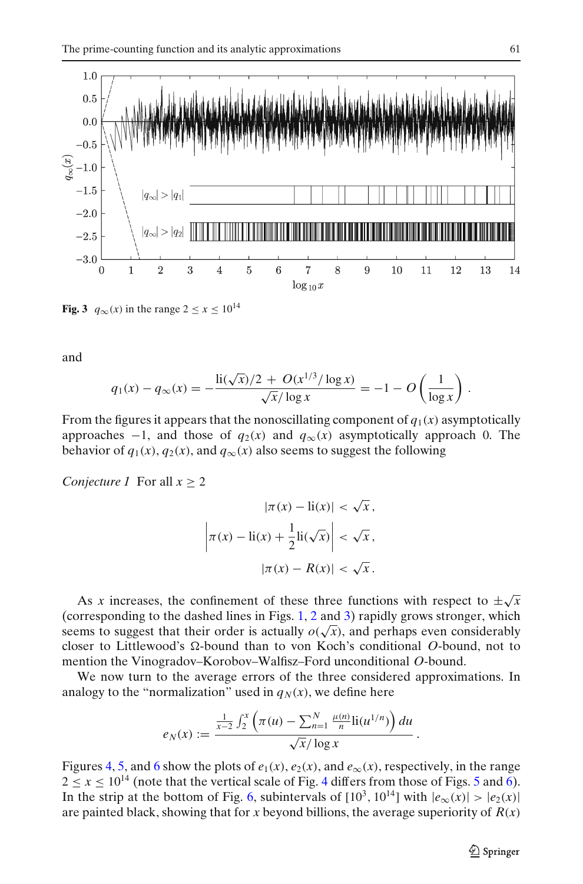**Fig. 3** $q_\infty(x)$ in the range $2 \le x \le 10^{14}$

and

$$q_1(x) - q_\infty(x) = -\frac{\mathrm{li}(\sqrt{x})/2 \,+\, O(x^{1/3}/\log x)}{\sqrt{x}/\log x} = -1 - O\left(\frac{1}{\log x}\right).$$

From the figures it appears that the nonoscillating component of $q_1(x)$ asymptotically approaches $-1$, and those of $q_2(x)$ and $q_\infty(x)$ asymptotically approach 0. The behavior of $q_1(x)$, $q_2(x)$, and $q_\infty(x)$ also seems to suggest the following

*Conjecture 1* For all $x \ge 2$

$$|\pi(x) - \mathrm{li}(x)| < \sqrt{x},$$

$$\left|\pi(x) - \mathrm{li}(x) + \frac{1}{2}\mathrm{li}(\sqrt{x})\right| < \sqrt{x},$$

$$|\pi(x) - R(x)| < \sqrt{x}.$$

As $x$ increases, the confinement of these three functions with respect to $\pm\sqrt{x}$ (corresponding to the dashed lines in Figs. 1, 2 and 3) rapidly grows stronger, which seems to suggest that their order is actually $o(\sqrt{x})$, and perhaps even considerably closer to Littlewood's $\Omega$-bound than to von Koch's conditional $O$-bound, not to mention the Vinogradov–Korobov–Walfisz–Ford unconditional $O$-bound.

We now turn to the average errors of the three considered approximations. In analogy to the "normalization" used in $q_N(x)$, we define here

$$e_N(x) := \frac{\frac{1}{x-2}\int_2^x \left(\pi(u) - \sum_{n=1}^{N} \frac{\mu(n)}{n}\mathrm{li}(u^{1/n})\right) du}{\sqrt{x}/\log x}.$$

Figures 4, 5, and 6 show the plots of $e_1(x)$, $e_2(x)$, and $e_\infty(x)$, respectively, in the range $2 \le x \le 10^{14}$ (note that the vertical scale of Fig. 4 differs from those of Figs. 5 and 6). In the strip at the bottom of Fig. 6, subintervals of $[10^3, 10^{14}]$ with $|e_\infty(x)| > |e_2(x)|$ are painted black, showing that for $x$ beyond billions, the average superiority of $R(x)$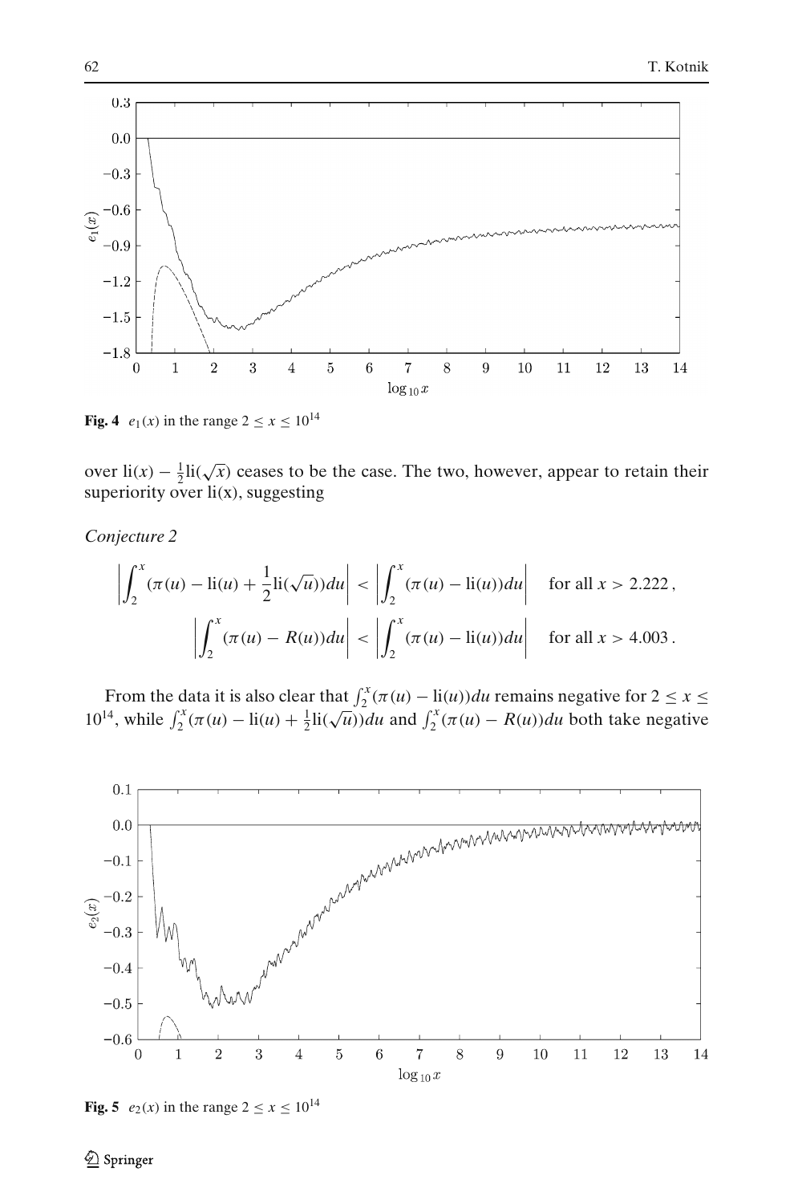**Fig. 4** $e_1(x)$ in the range $2 \le x \le 10^{14}$

over $\text{li}(x) - \frac{1}{2}\text{li}(\sqrt{x})$ ceases to be the case. The two, however, appear to retain their superiority over li(x), suggesting

*Conjecture 2*

$$\left| \int_2^x (\pi(u) - \text{li}(u) + \frac{1}{2}\text{li}(\sqrt{u}))du \right| < \left| \int_2^x (\pi(u) - \text{li}(u))du \right| \quad \text{for all } x > 2.222\,,$$

$$\left| \int_2^x (\pi(u) - R(u))du \right| < \left| \int_2^x (\pi(u) - \text{li}(u))du \right| \quad \text{for all } x > 4.003\,.$$

From the data it is also clear that $\int_2^x (\pi(u) - \text{li}(u))du$ remains negative for $2 \le x \le 10^{14}$, while $\int_2^x (\pi(u) - \text{li}(u) + \frac{1}{2}\text{li}(\sqrt{u}))du$ and $\int_2^x (\pi(u) - R(u))du$ both take negative

**Fig. 5** $e_2(x)$ in the range $2 \le x \le 10^{14}$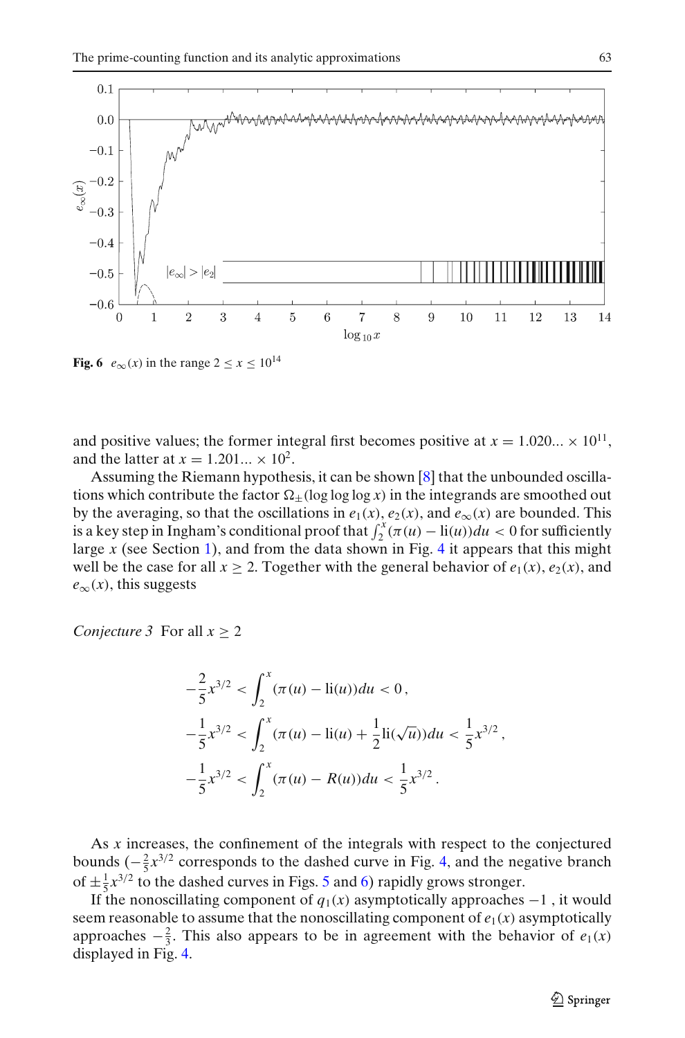**Fig. 6** $e_\infty(x)$ in the range $2 \le x \le 10^{14}$

and positive values; the former integral first becomes positive at $x = 1.020... \times 10^{11}$, and the latter at $x = 1.201... \times 10^{2}$.

Assuming the Riemann hypothesis, it can be shown [8] that the unbounded oscillations which contribute the factor $\Omega_\pm(\log\log\log x)$ in the integrands are smoothed out by the averaging, so that the oscillations in $e_1(x)$, $e_2(x)$, and $e_\infty(x)$ are bounded. This is a key step in Ingham's conditional proof that $\int_2^x(\pi(u) - \mathrm{li}(u))du < 0$ for sufficiently large $x$ (see Section 1), and from the data shown in Fig. 4 it appears that this might well be the case for all $x \ge 2$. Together with the general behavior of $e_1(x)$, $e_2(x)$, and $e_\infty(x)$, this suggests

*Conjecture 3* For all $x \ge 2$

$$-\frac{2}{5}x^{3/2} < \int_2^x(\pi(u) - \mathrm{li}(u))du < 0\,,$$

$$-\frac{1}{5}x^{3/2} < \int_2^x\left(\pi(u) - \mathrm{li}(u) + \frac{1}{2}\mathrm{li}(\sqrt{u})\right)du < \frac{1}{5}x^{3/2}\,,$$

$$-\frac{1}{5}x^{3/2} < \int_2^x(\pi(u) - R(u))du < \frac{1}{5}x^{3/2}\,.$$

As $x$ increases, the confinement of the integrals with respect to the conjectured bounds ($-\frac{2}{5}x^{3/2}$ corresponds to the dashed curve in Fig. 4, and the negative branch of $\pm\frac{1}{5}x^{3/2}$ to the dashed curves in Figs. 5 and 6) rapidly grows stronger.

If the nonoscillating component of $q_1(x)$ asymptotically approaches $-1$ , it would seem reasonable to assume that the nonoscillating component of $e_1(x)$ asymptotically approaches $-\frac{2}{3}$. This also appears to be in agreement with the behavior of $e_1(x)$ displayed in Fig. 4.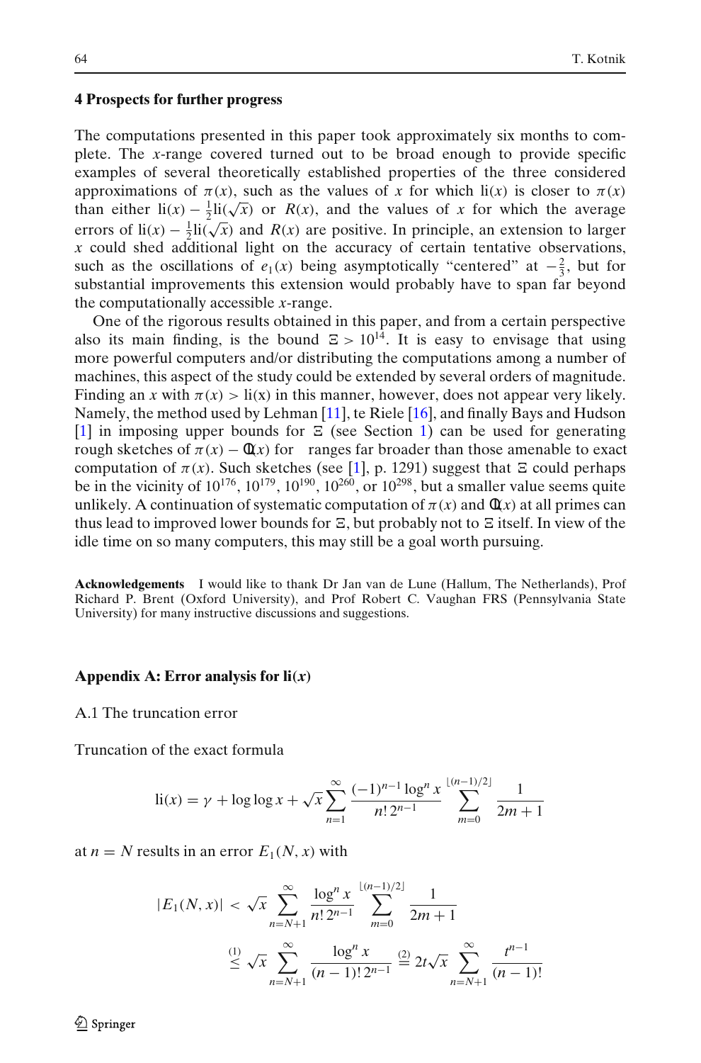## 4 Prospects for further progress

The computations presented in this paper took approximately six months to complete. The $x$-range covered turned out to be broad enough to provide specific examples of several theoretically established properties of the three considered approximations of $\pi(x)$, such as the values of $x$ for which $\mathrm{li}(x)$ is closer to $\pi(x)$ than either $\mathrm{li}(x) - \frac{1}{2}\mathrm{li}(\sqrt{x})$ or $R(x)$, and the values of $x$ for which the average errors of $\mathrm{li}(x) - \frac{1}{2}\mathrm{li}(\sqrt{x})$ and $R(x)$ are positive. In principle, an extension to larger $x$ could shed additional light on the accuracy of certain tentative observations, such as the oscillations of $e_1(x)$ being asymptotically "centered" at $-\frac{2}{3}$, but for substantial improvements this extension would probably have to span far beyond the computationally accessible $x$-range.

One of the rigorous results obtained in this paper, and from a certain perspective also its main finding, is the bound $\Xi > 10^{14}$. It is easy to envisage that using more powerful computers and/or distributing the computations among a number of machines, this aspect of the study could be extended by several orders of magnitude. Finding an $x$ with $\pi(x) > \mathrm{li}(x)$ in this manner, however, does not appear very likely. Namely, the method used by Lehman [11], te Riele [16], and finally Bays and Hudson [1] in imposing upper bounds for $\Xi$ (see Section 1) can be used for generating rough sketches of $\pi(x) - \mathrm{li}(x)$ for ranges far broader than those amenable to exact computation of $\pi(x)$. Such sketches (see [1], p. 1291) suggest that $\Xi$ could perhaps be in the vicinity of $10^{176}$, $10^{179}$, $10^{190}$, $10^{260}$, or $10^{298}$, but a smaller value seems quite unlikely. A continuation of systematic computation of $\pi(x)$ and $\mathrm{li}(x)$ at all primes can thus lead to improved lower bounds for $\Xi$, but probably not to $\Xi$ itself. In view of the idle time on so many computers, this may still be a goal worth pursuing.

**Acknowledgements** I would like to thank Dr Jan van de Lune (Hallum, The Netherlands), Prof Richard P. Brent (Oxford University), and Prof Robert C. Vaughan FRS (Pennsylvania State University) for many instructive discussions and suggestions.

## Appendix A: Error analysis for li($x$)

### A.1 The truncation error

Truncation of the exact formula

$$\mathrm{li}(x) = \gamma + \log\log x + \sqrt{x}\sum_{n=1}^{\infty} \frac{(-1)^{n-1}\log^n x}{n!\,2^{n-1}} \sum_{m=0}^{\lfloor (n-1)/2 \rfloor} \frac{1}{2m+1}$$

at $n = N$ results in an error $E_1(N, x)$ with

$$|E_1(N, x)| < \sqrt{x}\sum_{n=N+1}^{\infty} \frac{\log^n x}{n!\,2^{n-1}} \sum_{m=0}^{\lfloor (n-1)/2 \rfloor} \frac{1}{2m+1}$$

$$\overset{(1)}{\leq} \sqrt{x}\sum_{n=N+1}^{\infty} \frac{\log^n x}{(n-1)!\,2^{n-1}} \overset{(2)}{=} 2t\sqrt{x}\sum_{n=N+1}^{\infty} \frac{t^{n-1}}{(n-1)!}$$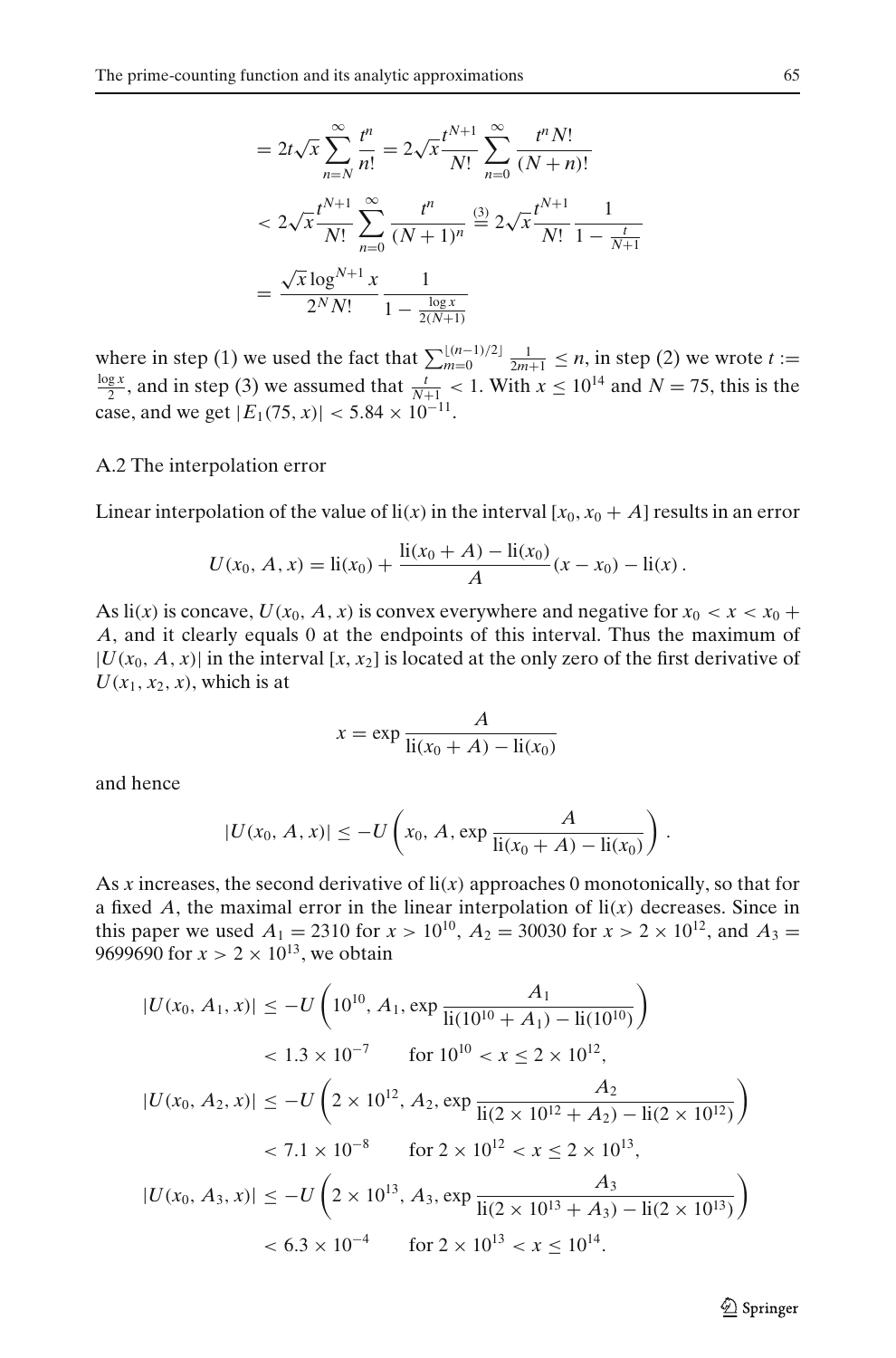$$= 2t\sqrt{x} \sum_{n=N}^{\infty} \frac{t^n}{n!} = 2\sqrt{x} \frac{t^{N+1}}{N!} \sum_{n=0}^{\infty} \frac{t^n N!}{(N+n)!}$$

$$< 2\sqrt{x} \frac{t^{N+1}}{N!} \sum_{n=0}^{\infty} \frac{t^n}{(N+1)^n} \stackrel{(3)}{=} 2\sqrt{x} \frac{t^{N+1}}{N!} \frac{1}{1 - \frac{t}{N+1}}$$

$$= \frac{\sqrt{x} \log^{N+1} x}{2^N N!} \frac{1}{1 - \frac{\log x}{2(N+1)}}$$

where in step (1) we used the fact that $\sum_{m=0}^{\lfloor (n-1)/2 \rfloor} \frac{1}{2m+1} \leq n$, in step (2) we wrote $t := \frac{\log x}{2}$, and in step (3) we assumed that $\frac{t}{N+1} < 1$. With $x \leq 10^{14}$ and $N = 75$, this is the case, and we get $|E_1(75, x)| < 5.84 \times 10^{-11}$.

### A.2 The interpolation error

Linear interpolation of the value of $\mathrm{li}(x)$ in the interval $[x_0, x_0 + A]$ results in an error

$$U(x_0, A, x) = \mathrm{li}(x_0) + \frac{\mathrm{li}(x_0 + A) - \mathrm{li}(x_0)}{A}(x - x_0) - \mathrm{li}(x)\,.$$

As $\mathrm{li}(x)$ is concave, $U(x_0, A, x)$ is convex everywhere and negative for $x_0 < x < x_0 + A$, and it clearly equals 0 at the endpoints of this interval. Thus the maximum of $|U(x_0, A, x)|$ in the interval $[x, x_2]$ is located at the only zero of the first derivative of $U(x_1, x_2, x)$, which is at

$$x = \exp \frac{A}{\mathrm{li}(x_0 + A) - \mathrm{li}(x_0)}$$

and hence

$$|U(x_0, A, x)| \leq -U\left(x_0, A, \exp \frac{A}{\mathrm{li}(x_0 + A) - \mathrm{li}(x_0)}\right).$$

As $x$ increases, the second derivative of $\mathrm{li}(x)$ approaches 0 monotonically, so that for a fixed $A$, the maximal error in the linear interpolation of $\mathrm{li}(x)$ decreases. Since in this paper we used $A_1 = 2310$ for $x > 10^{10}$, $A_2 = 30030$ for $x > 2 \times 10^{12}$, and $A_3 = 9699690$ for $x > 2 \times 10^{13}$, we obtain

$$|U(x_0, A_1, x)| \leq -U\left(10^{10}, A_1, \exp \frac{A_1}{\mathrm{li}(10^{10} + A_1) - \mathrm{li}(10^{10})}\right)$$

$$< 1.3 \times 10^{-7} \qquad \text{for } 10^{10} < x \leq 2 \times 10^{12},$$

$$|U(x_0, A_2, x)| \leq -U\left(2 \times 10^{12}, A_2, \exp \frac{A_2}{\mathrm{li}(2 \times 10^{12} + A_2) - \mathrm{li}(2 \times 10^{12})}\right)$$

$$< 7.1 \times 10^{-8} \qquad \text{for } 2 \times 10^{12} < x \leq 2 \times 10^{13},$$

$$|U(x_0, A_3, x)| \leq -U\left(2 \times 10^{13}, A_3, \exp \frac{A_3}{\mathrm{li}(2 \times 10^{13} + A_3) - \mathrm{li}(2 \times 10^{13})}\right)$$

$$< 6.3 \times 10^{-4} \qquad \text{for } 2 \times 10^{13} < x \leq 10^{14}.$$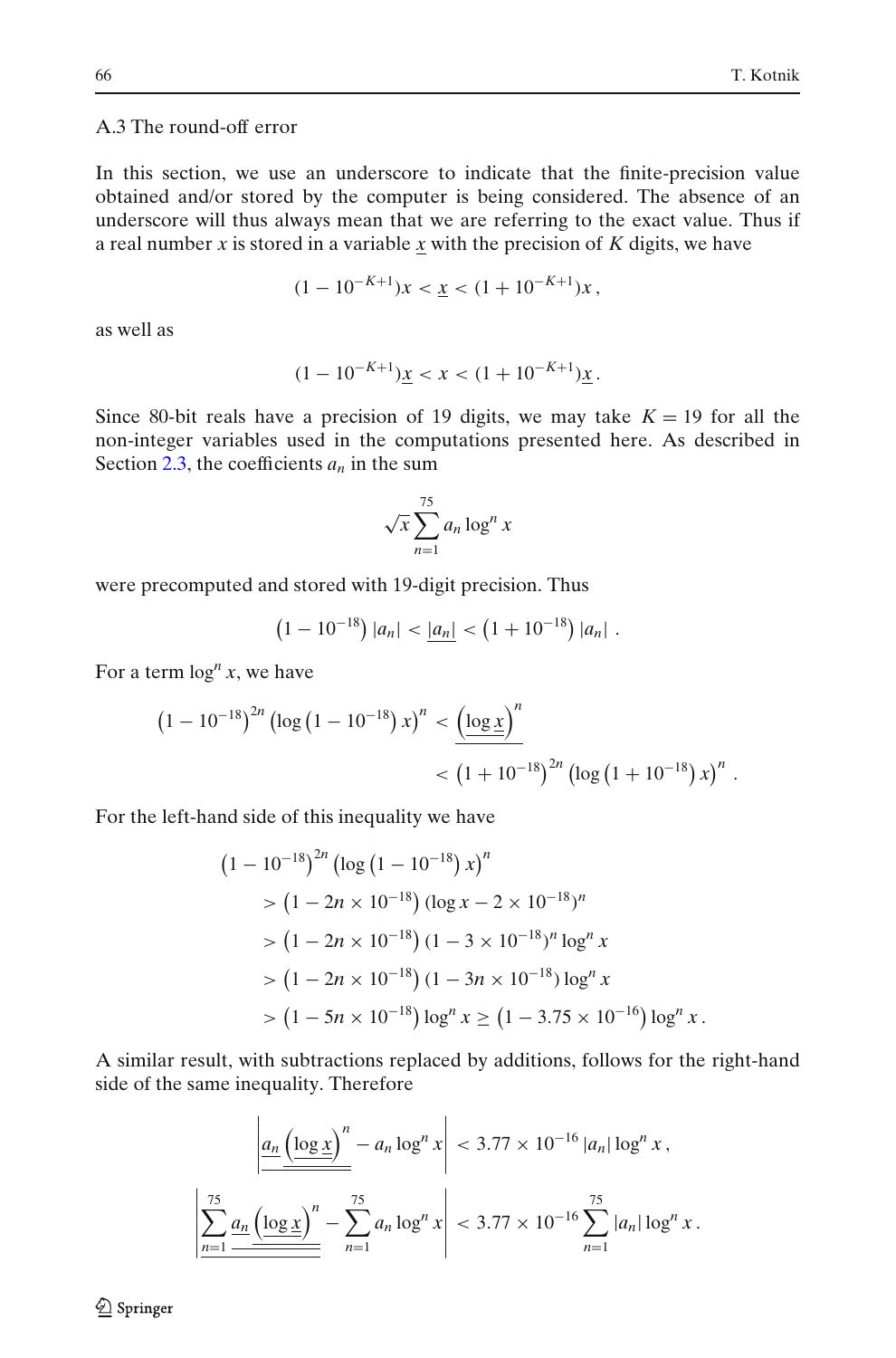A.3 The round-off error

In this section, we use an underscore to indicate that the finite-precision value obtained and/or stored by the computer is being considered. The absence of an underscore will thus always mean that we are referring to the exact value. Thus if a real number $x$ is stored in a variable $\underline{x}$ with the precision of $K$ digits, we have

$$(1 - 10^{-K+1})x < \underline{x} < (1 + 10^{-K+1})x\,,$$

as well as

$$(1 - 10^{-K+1})\underline{x} < x < (1 + 10^{-K+1})\underline{x}\,.$$

Since 80-bit reals have a precision of 19 digits, we may take $K = 19$ for all the non-integer variables used in the computations presented here. As described in Section 2.3, the coefficients $a_n$ in the sum

$$\sqrt{x}\sum_{n=1}^{75} a_n \log^n x$$

were precomputed and stored with 19-digit precision. Thus

$$\left(1 - 10^{-18}\right)|a_n| < \underline{|a_n|} < \left(1 + 10^{-18}\right)|a_n|\,.$$

For a term $\log^n x$, we have

$$\left(1 - 10^{-18}\right)^{2n}\left(\log\left(1 - 10^{-18}\right)x\right)^n < \underline{\left(\underline{\log \underline{x}}\right)^n} < \left(1 + 10^{-18}\right)^{2n}\left(\log\left(1 + 10^{-18}\right)x\right)^n\,.$$

For the left-hand side of this inequality we have

$$\begin{aligned}
&\left(1 - 10^{-18}\right)^{2n}\left(\log\left(1 - 10^{-18}\right)x\right)^n \\
&\quad > \left(1 - 2n \times 10^{-18}\right)(\log x - 2 \times 10^{-18})^n \\
&\quad > \left(1 - 2n \times 10^{-18}\right)(1 - 3 \times 10^{-18})^n \log^n x \\
&\quad > \left(1 - 2n \times 10^{-18}\right)(1 - 3n \times 10^{-18}) \log^n x \\
&\quad > \left(1 - 5n \times 10^{-18}\right)\log^n x \geq \left(1 - 3.75 \times 10^{-16}\right)\log^n x\,.
\end{aligned}$$

A similar result, with subtractions replaced by additions, follows for the right-hand side of the same inequality. Therefore

$$\left|\underline{\underline{a_n}\left(\underline{\log \underline{x}}\right)^n} - a_n \log^n x\right| < 3.77 \times 10^{-16}\,|a_n| \log^n x\,,$$

$$\left|\underline{\sum_{n=1}^{75} \underline{a_n}\left(\underline{\log \underline{x}}\right)^n} - \sum_{n=1}^{75} a_n \log^n x\right| < 3.77 \times 10^{-16} \sum_{n=1}^{75} |a_n| \log^n x\,.$$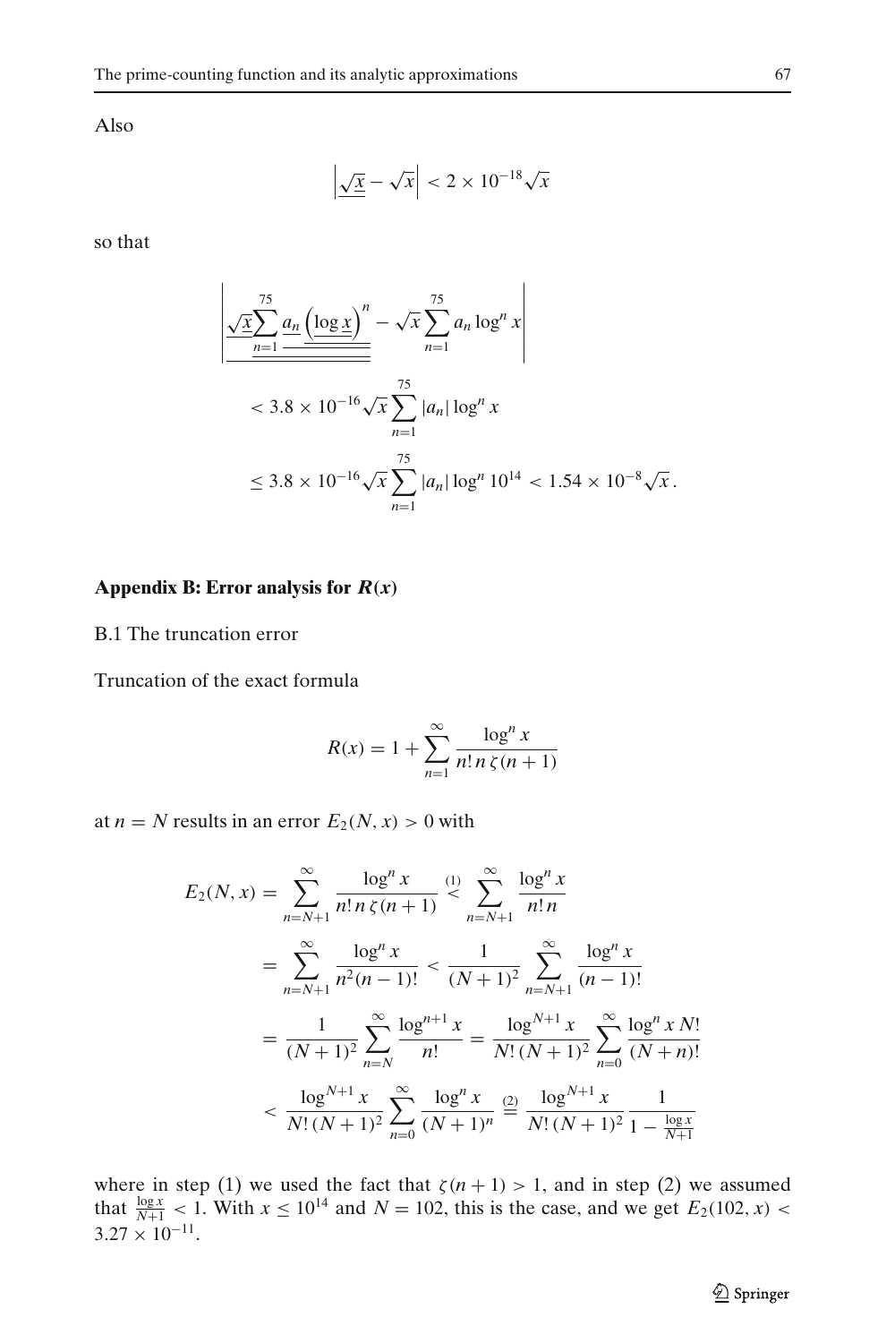Also

$$\left|\underline{\sqrt{x}} - \sqrt{x}\right| < 2 \times 10^{-18}\sqrt{x}$$

so that

$$\left|\underline{\underline{\sqrt{\underline{x}}\sum_{n=1}^{75} \underline{a_n} \left(\underline{\log \underline{x}}\right)^n}} - \sqrt{x}\sum_{n=1}^{75} a_n \log^n x\right|$$

$$< 3.8 \times 10^{-16}\sqrt{x}\sum_{n=1}^{75} |a_n| \log^n x$$

$$\leq 3.8 \times 10^{-16}\sqrt{x}\sum_{n=1}^{75} |a_n| \log^n 10^{14} < 1.54 \times 10^{-8}\sqrt{x}\,.$$

## Appendix B: Error analysis for $R(x)$

B.1 The truncation error

Truncation of the exact formula

$$R(x) = 1 + \sum_{n=1}^{\infty} \frac{\log^n x}{n!\, n\, \zeta(n+1)}$$

at $n = N$ results in an error $E_2(N, x) > 0$ with

$$\begin{aligned}
E_2(N, x) &= \sum_{n=N+1}^{\infty} \frac{\log^n x}{n!\, n\, \zeta(n+1)} \overset{(1)}{<} \sum_{n=N+1}^{\infty} \frac{\log^n x}{n!\, n} \\
&= \sum_{n=N+1}^{\infty} \frac{\log^n x}{n^2 (n-1)!} < \frac{1}{(N+1)^2} \sum_{n=N+1}^{\infty} \frac{\log^n x}{(n-1)!} \\
&= \frac{1}{(N+1)^2} \sum_{n=N}^{\infty} \frac{\log^{n+1} x}{n!} = \frac{\log^{N+1} x}{N!\,(N+1)^2} \sum_{n=0}^{\infty} \frac{\log^n x\, N!}{(N+n)!} \\
&< \frac{\log^{N+1} x}{N!\,(N+1)^2} \sum_{n=0}^{\infty} \frac{\log^n x}{(N+1)^n} \overset{(2)}{=} \frac{\log^{N+1} x}{N!\,(N+1)^2} \frac{1}{1 - \frac{\log x}{N+1}}
\end{aligned}$$

where in step (1) we used the fact that $\zeta(n+1) > 1$, and in step (2) we assumed that $\frac{\log x}{N+1} < 1$. With $x \leq 10^{14}$ and $N = 102$, this is the case, and we get $E_2(102, x) < 3.27 \times 10^{-11}$.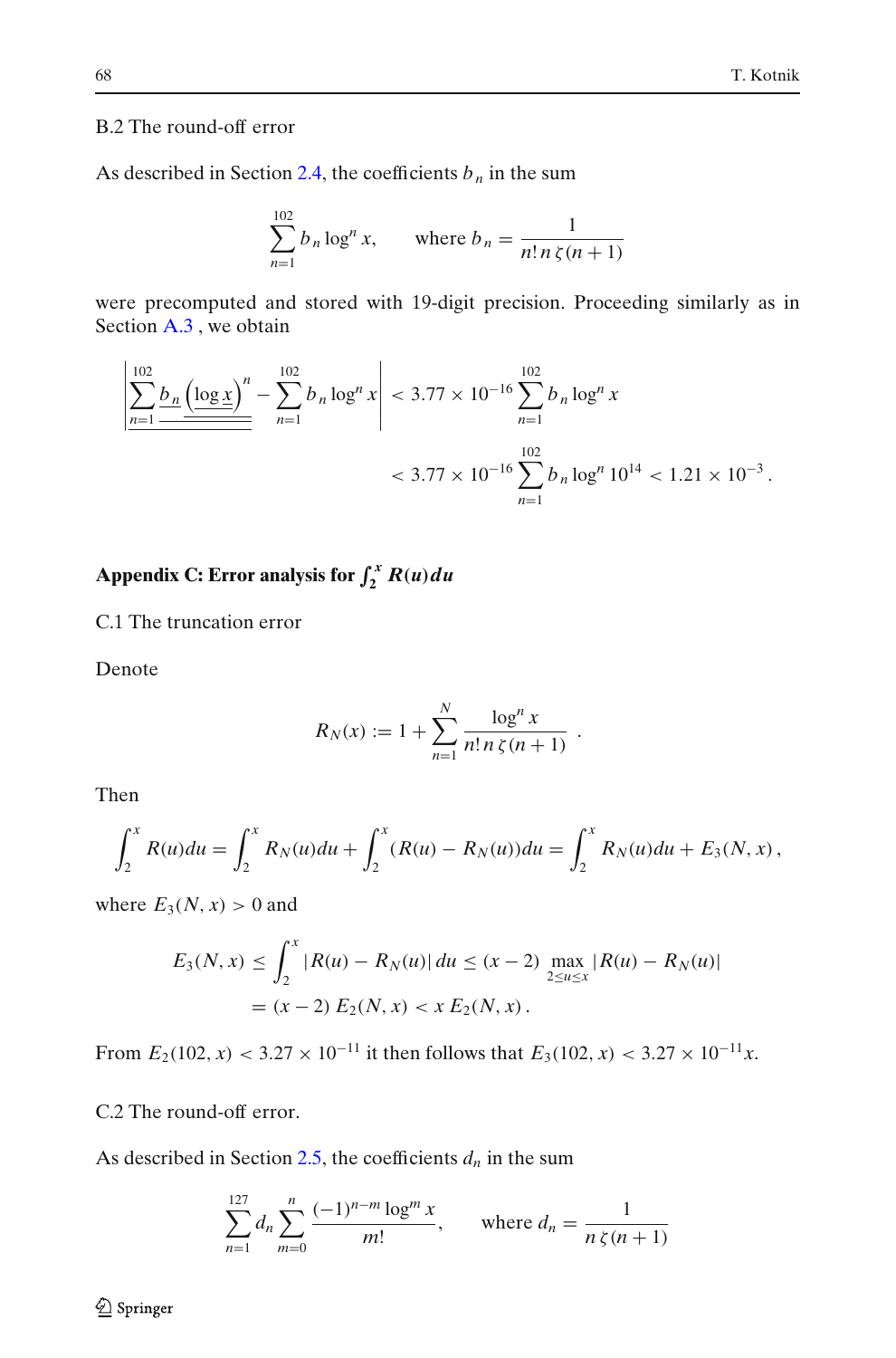B.2 The round-off error

As described in Section 2.4, the coefficients $b_n$ in the sum

$$\sum_{n=1}^{102} b_n \log^n x, \qquad \text{where } b_n = \frac{1}{n!\, n\, \zeta(n+1)}$$

were precomputed and stored with 19-digit precision. Proceeding similarly as in Section A.3 , we obtain

$$\left| \underline{\underline{\sum_{n=1}^{102} \underline{b_n} \left(\underline{\log x}\right)^n}} - \sum_{n=1}^{102} b_n \log^n x \right| < 3.77 \times 10^{-16} \sum_{n=1}^{102} b_n \log^n x$$

$$< 3.77 \times 10^{-16} \sum_{n=1}^{102} b_n \log^n 10^{14} < 1.21 \times 10^{-3} .$$

## Appendix C: Error analysis for $\int_2^x R(u)du$

C.1 The truncation error

Denote

$$R_N(x) := 1 + \sum_{n=1}^{N} \frac{\log^n x}{n!\, n\, \zeta(n+1)} .$$

Then

$$\int_2^x R(u)du = \int_2^x R_N(u)du + \int_2^x (R(u) - R_N(u))du = \int_2^x R_N(u)du + E_3(N, x) ,$$

where $E_3(N, x) > 0$ and

$$E_3(N, x) \le \int_2^x |R(u) - R_N(u)|\, du \le (x-2) \max_{2 \le u \le x} |R(u) - R_N(u)|$$
$$= (x-2)\, E_2(N, x) < x\, E_2(N, x) .$$

From $E_2(102, x) < 3.27 \times 10^{-11}$ it then follows that $E_3(102, x) < 3.27 \times 10^{-11} x$.

C.2 The round-off error.

As described in Section 2.5, the coefficients $d_n$ in the sum

$$\sum_{n=1}^{127} d_n \sum_{m=0}^{n} \frac{(-1)^{n-m} \log^m x}{m!}, \qquad \text{where } d_n = \frac{1}{n\, \zeta(n+1)}$$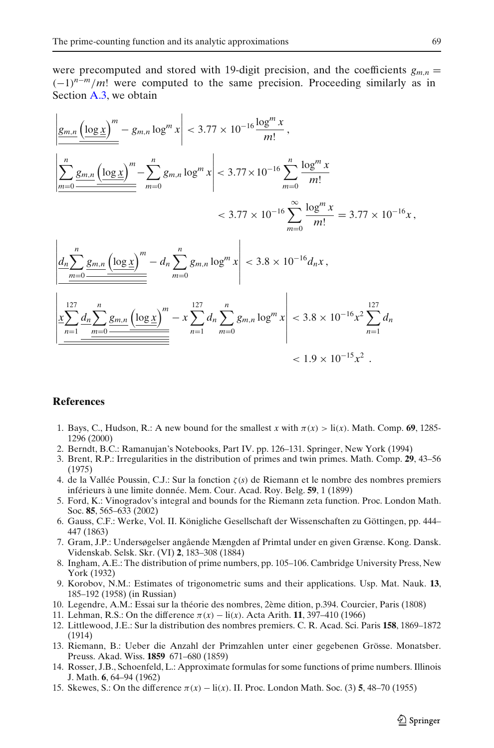were precomputed and stored with 19-digit precision, and the coefficients $g_{m,n} = (-1)^{n-m}/m!$ were computed to the same precision. Proceeding similarly as in Section A.3, we obtain

$$\left| \underline{g_{m,n}} \underline{\underline{\left(\underline{\log x}\right)^m}} - g_{m,n} \log^m x \right| < 3.77 \times 10^{-16} \frac{\log^m x}{m!} \,,$$

$$\left| \underline{\sum_{m=0}^{n} \underline{g_{m,n}} \underline{\underline{\left(\underline{\log x}\right)^m}}} - \sum_{m=0}^{n} g_{m,n} \log^m x \right| < 3.77 \times 10^{-16} \sum_{m=0}^{n} \frac{\log^m x}{m!}$$

$$< 3.77 \times 10^{-16} \sum_{m=0}^{\infty} \frac{\log^m x}{m!} = 3.77 \times 10^{-16} x \,,$$

$$\left| \underline{d_n} \underline{\sum_{m=0}^{n} \underline{g_{m,n}} \underline{\underline{\left(\underline{\log x}\right)^m}}} - d_n \sum_{m=0}^{n} g_{m,n} \log^m x \right| < 3.8 \times 10^{-16} d_n x \,,$$

$$\left| \underline{x} \sum_{n=1}^{127} \underline{d_n} \underline{\sum_{m=0}^{n} \underline{g_{m,n}} \underline{\underline{\left(\underline{\log x}\right)^m}}} - x \sum_{n=1}^{127} d_n \sum_{m=0}^{n} g_{m,n} \log^m x \right| < 3.8 \times 10^{-16} x^2 \sum_{n=1}^{127} d_n$$

$$< 1.9 \times 10^{-15} x^2 \;.$$

## References

1. Bays, C., Hudson, R.: A new bound for the smallest $x$ with $\pi(x) > \mathrm{li}(x)$. Math. Comp. **69**, 1285-1296 (2000)
2. Berndt, B.C.: Ramanujan's Notebooks, Part IV. pp. 126–131. Springer, New York (1994)
3. Brent, R.P.: Irregularities in the distribution of primes and twin primes. Math. Comp. **29**, 43–56 (1975)
4. de la Vallée Poussin, C.J.: Sur la fonction $\zeta(s)$ de Riemann et le nombre des nombres premiers inférieurs à une limite donnée. Mem. Cour. Acad. Roy. Belg. **59**, 1 (1899)
5. Ford, K.: Vinogradov's integral and bounds for the Riemann zeta function. Proc. London Math. Soc. **85**, 565–633 (2002)
6. Gauss, C.F.: Werke, Vol. II. Königliche Gesellschaft der Wissenschaften zu Göttingen, pp. 444–447 (1863)
7. Gram, J.P.: Undersøgelser angående Mængden af Primtal under en given Grænse. Kong. Dansk. Videnskab. Selsk. Skr. (VI) **2**, 183–308 (1884)
8. Ingham, A.E.: The distribution of prime numbers, pp. 105–106. Cambridge University Press, New York (1932)
9. Korobov, N.M.: Estimates of trigonometric sums and their applications. Usp. Mat. Nauk. **13**, 185–192 (1958) (in Russian)
10. Legendre, A.M.: Essai sur la théorie des nombres, 2ème dition, p.394. Courcier, Paris (1808)
11. Lehman, R.S.: On the difference $\pi(x) - \mathrm{li}(x)$. Acta Arith. **11**, 397–410 (1966)
12. Littlewood, J.E.: Sur la distribution des nombres premiers. C. R. Acad. Sci. Paris **158**, 1869–1872 (1914)
13. Riemann, B.: Ueber die Anzahl der Primzahlen unter einer gegebenen Grösse. Monatsber. Preuss. Akad. Wiss. **1859** 671–680 (1859)
14. Rosser, J.B., Schoenfeld, L.: Approximate formulas for some functions of prime numbers. Illinois J. Math. **6**, 64–94 (1962)
15. Skewes, S.: On the difference $\pi(x) - \mathrm{li}(x)$. II. Proc. London Math. Soc. (3) **5**, 48–70 (1955)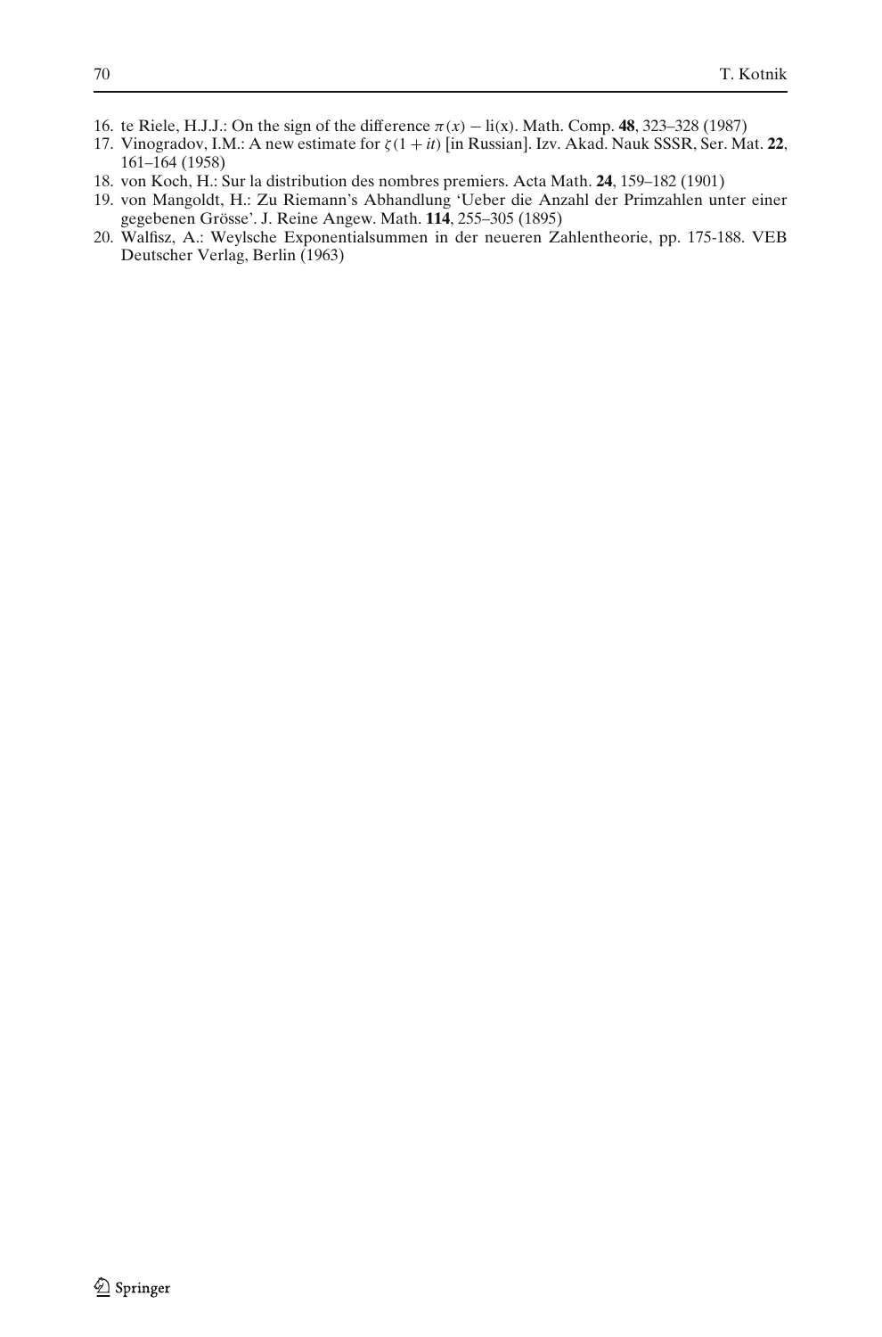16. te Riele, H.J.J.: On the sign of the difference $\pi(x) - \mathrm{li}(x)$. Math. Comp. **48**, 323–328 (1987)
17. Vinogradov, I.M.: A new estimate for $\zeta(1+it)$ [in Russian]. Izv. Akad. Nauk SSSR, Ser. Mat. **22**, 161–164 (1958)
18. von Koch, H.: Sur la distribution des nombres premiers. Acta Math. **24**, 159–182 (1901)
19. von Mangoldt, H.: Zu Riemann's Abhandlung 'Ueber die Anzahl der Primzahlen unter einer gegebenen Grösse'. J. Reine Angew. Math. **114**, 255–305 (1895)
20. Walfisz, A.: Weylsche Exponentialsummen in der neueren Zahlentheorie, pp. 175-188. VEB Deutscher Verlag, Berlin (1963)